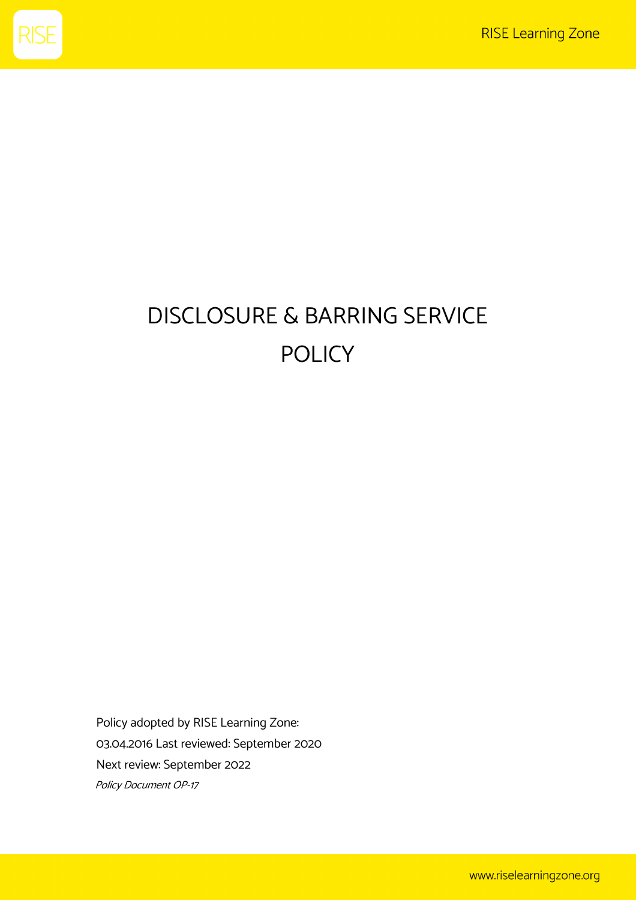# DISCLOSURE & BARRING SERVICE POLICY

Policy adopted by RISE Learning Zone:
03.04.2016 Last reviewed: September 2020
Next review: September 2022
*Policy Document OP-17*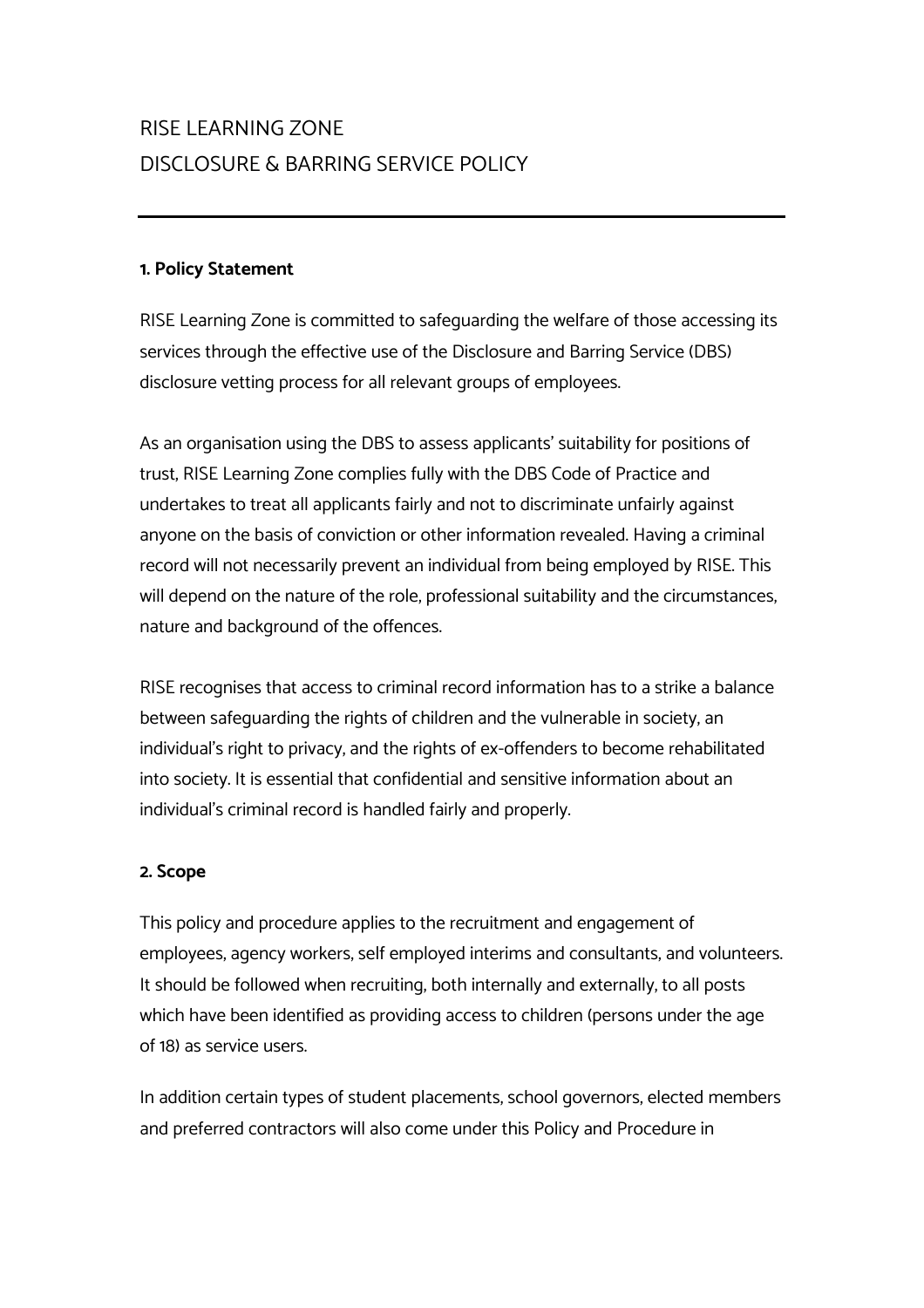# RISE LEARNING ZONE
# DISCLOSURE & BARRING SERVICE POLICY

---

**1. Policy Statement**

RISE Learning Zone is committed to safeguarding the welfare of those accessing its services through the effective use of the Disclosure and Barring Service (DBS) disclosure vetting process for all relevant groups of employees.

As an organisation using the DBS to assess applicants' suitability for positions of trust, RISE Learning Zone complies fully with the DBS Code of Practice and undertakes to treat all applicants fairly and not to discriminate unfairly against anyone on the basis of conviction or other information revealed. Having a criminal record will not necessarily prevent an individual from being employed by RISE. This will depend on the nature of the role, professional suitability and the circumstances, nature and background of the offences.

RISE recognises that access to criminal record information has to a strike a balance between safeguarding the rights of children and the vulnerable in society, an individual's right to privacy, and the rights of ex-offenders to become rehabilitated into society. It is essential that confidential and sensitive information about an individual's criminal record is handled fairly and properly.

**2. Scope**

This policy and procedure applies to the recruitment and engagement of employees, agency workers, self employed interims and consultants, and volunteers. It should be followed when recruiting, both internally and externally, to all posts which have been identified as providing access to children (persons under the age of 18) as service users.

In addition certain types of student placements, school governors, elected members and preferred contractors will also come under this Policy and Procedure in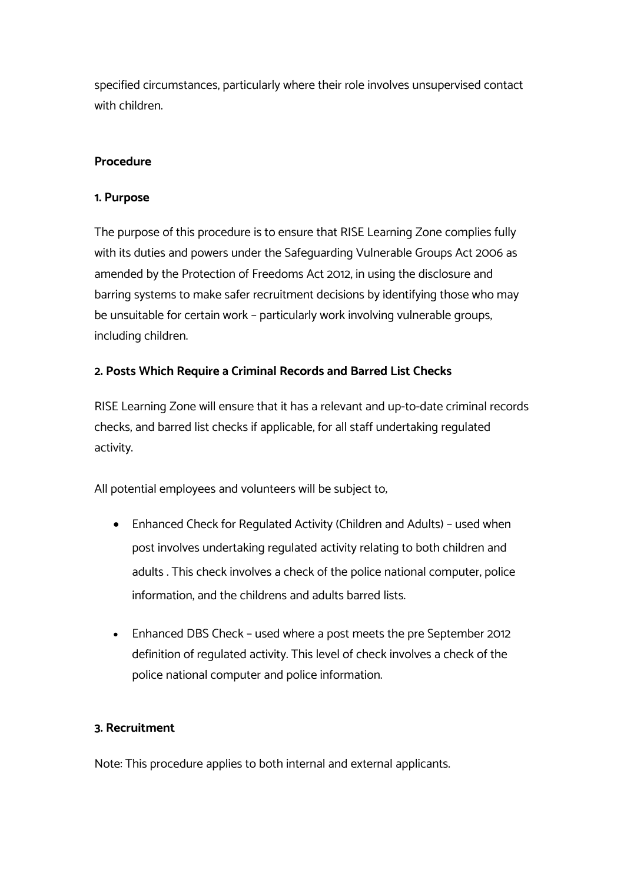specified circumstances, particularly where their role involves unsupervised contact with children.

**Procedure**

**1. Purpose**

The purpose of this procedure is to ensure that RISE Learning Zone complies fully with its duties and powers under the Safeguarding Vulnerable Groups Act 2006 as amended by the Protection of Freedoms Act 2012, in using the disclosure and barring systems to make safer recruitment decisions by identifying those who may be unsuitable for certain work – particularly work involving vulnerable groups, including children.

**2. Posts Which Require a Criminal Records and Barred List Checks**

RISE Learning Zone will ensure that it has a relevant and up-to-date criminal records checks, and barred list checks if applicable, for all staff undertaking regulated activity.

All potential employees and volunteers will be subject to,

- Enhanced Check for Regulated Activity (Children and Adults) – used when post involves undertaking regulated activity relating to both children and adults . This check involves a check of the police national computer, police information, and the childrens and adults barred lists.
- Enhanced DBS Check – used where a post meets the pre September 2012 definition of regulated activity. This level of check involves a check of the police national computer and police information.

**3. Recruitment**

Note: This procedure applies to both internal and external applicants.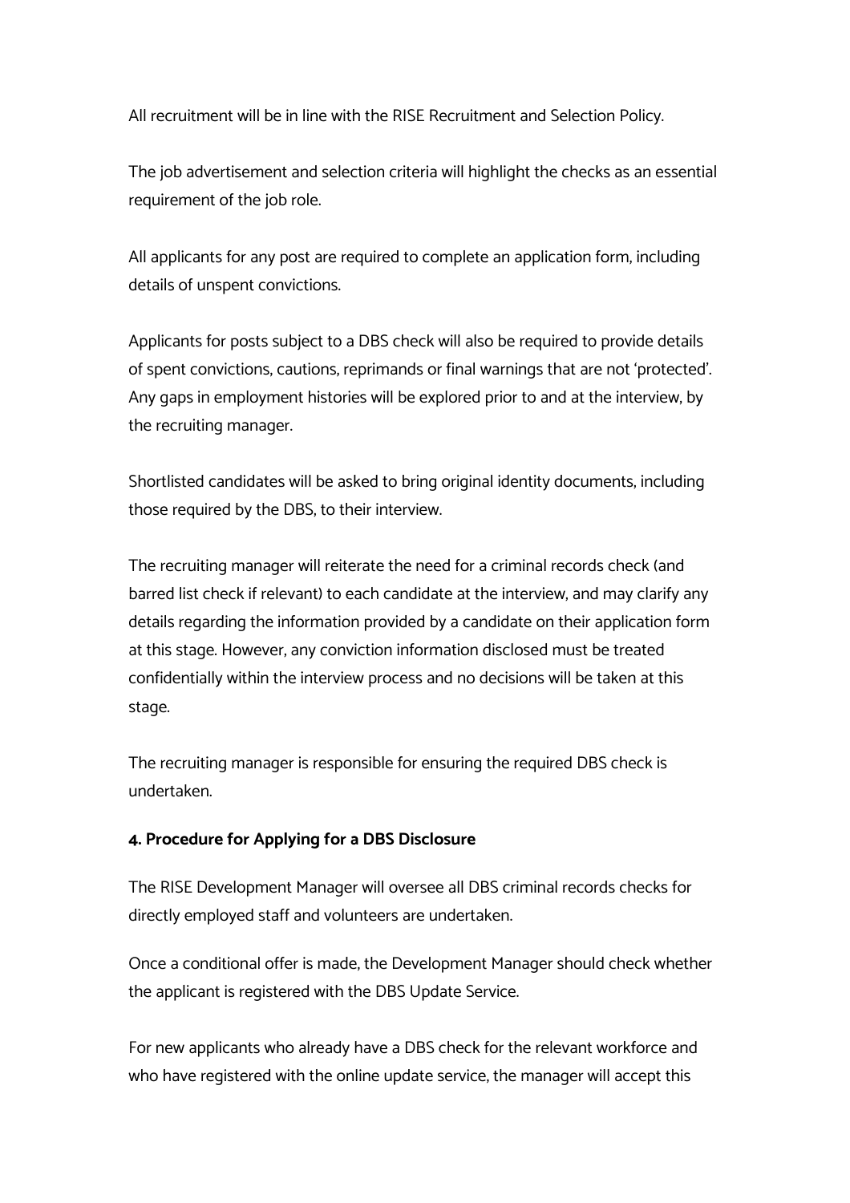All recruitment will be in line with the RISE Recruitment and Selection Policy.

The job advertisement and selection criteria will highlight the checks as an essential requirement of the job role.

All applicants for any post are required to complete an application form, including details of unspent convictions.

Applicants for posts subject to a DBS check will also be required to provide details of spent convictions, cautions, reprimands or final warnings that are not 'protected'. Any gaps in employment histories will be explored prior to and at the interview, by the recruiting manager.

Shortlisted candidates will be asked to bring original identity documents, including those required by the DBS, to their interview.

The recruiting manager will reiterate the need for a criminal records check (and barred list check if relevant) to each candidate at the interview, and may clarify any details regarding the information provided by a candidate on their application form at this stage. However, any conviction information disclosed must be treated confidentially within the interview process and no decisions will be taken at this stage.

The recruiting manager is responsible for ensuring the required DBS check is undertaken.

**4. Procedure for Applying for a DBS Disclosure**

The RISE Development Manager will oversee all DBS criminal records checks for directly employed staff and volunteers are undertaken.

Once a conditional offer is made, the Development Manager should check whether the applicant is registered with the DBS Update Service.

For new applicants who already have a DBS check for the relevant workforce and who have registered with the online update service, the manager will accept this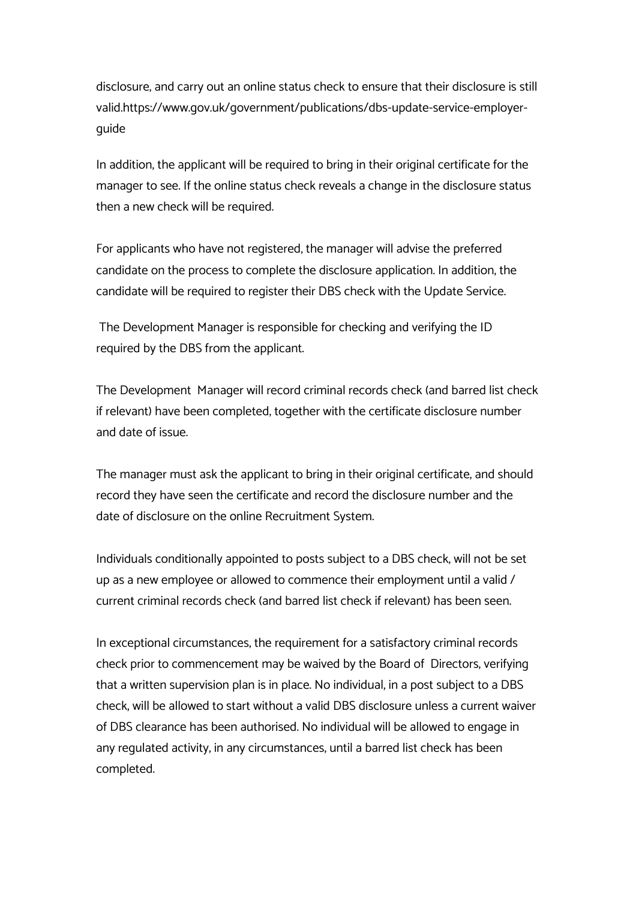disclosure, and carry out an online status check to ensure that their disclosure is still valid.https://www.gov.uk/government/publications/dbs-update-service-employer-guide

In addition, the applicant will be required to bring in their original certificate for the manager to see. If the online status check reveals a change in the disclosure status then a new check will be required.

For applicants who have not registered, the manager will advise the preferred candidate on the process to complete the disclosure application. In addition, the candidate will be required to register their DBS check with the Update Service.

The Development Manager is responsible for checking and verifying the ID required by the DBS from the applicant.

The Development Manager will record criminal records check (and barred list check if relevant) have been completed, together with the certificate disclosure number and date of issue.

The manager must ask the applicant to bring in their original certificate, and should record they have seen the certificate and record the disclosure number and the date of disclosure on the online Recruitment System.

Individuals conditionally appointed to posts subject to a DBS check, will not be set up as a new employee or allowed to commence their employment until a valid / current criminal records check (and barred list check if relevant) has been seen.

In exceptional circumstances, the requirement for a satisfactory criminal records check prior to commencement may be waived by the Board of Directors, verifying that a written supervision plan is in place. No individual, in a post subject to a DBS check, will be allowed to start without a valid DBS disclosure unless a current waiver of DBS clearance has been authorised. No individual will be allowed to engage in any regulated activity, in any circumstances, until a barred list check has been completed.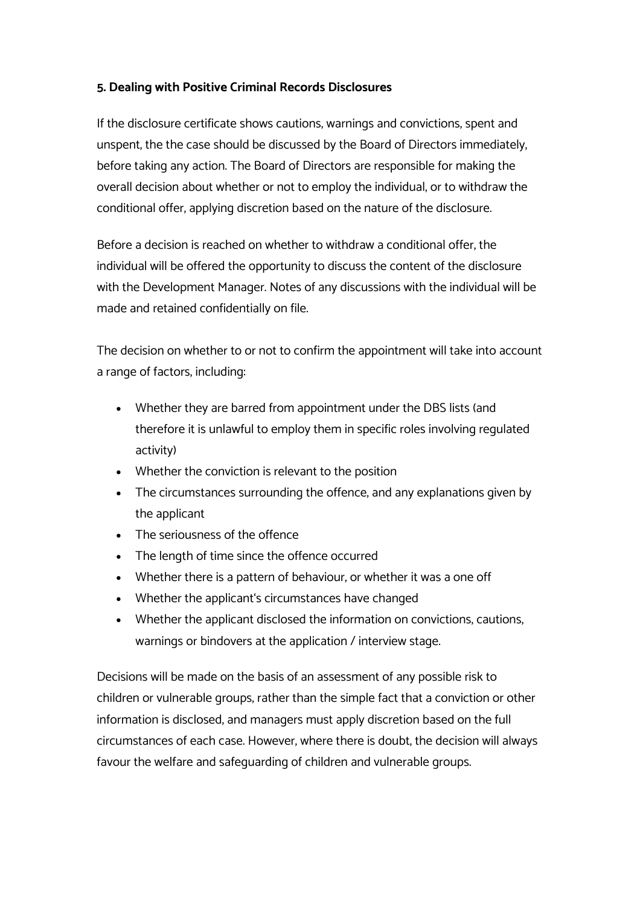**5. Dealing with Positive Criminal Records Disclosures**

If the disclosure certificate shows cautions, warnings and convictions, spent and unspent, the the case should be discussed by the Board of Directors immediately, before taking any action. The Board of Directors are responsible for making the overall decision about whether or not to employ the individual, or to withdraw the conditional offer, applying discretion based on the nature of the disclosure.

Before a decision is reached on whether to withdraw a conditional offer, the individual will be offered the opportunity to discuss the content of the disclosure with the Development Manager. Notes of any discussions with the individual will be made and retained confidentially on file.

The decision on whether to or not to confirm the appointment will take into account a range of factors, including:

- Whether they are barred from appointment under the DBS lists (and therefore it is unlawful to employ them in specific roles involving regulated activity)
- Whether the conviction is relevant to the position
- The circumstances surrounding the offence, and any explanations given by the applicant
- The seriousness of the offence
- The length of time since the offence occurred
- Whether there is a pattern of behaviour, or whether it was a one off
- Whether the applicant's circumstances have changed
- Whether the applicant disclosed the information on convictions, cautions, warnings or bindovers at the application / interview stage.

Decisions will be made on the basis of an assessment of any possible risk to children or vulnerable groups, rather than the simple fact that a conviction or other information is disclosed, and managers must apply discretion based on the full circumstances of each case. However, where there is doubt, the decision will always favour the welfare and safeguarding of children and vulnerable groups.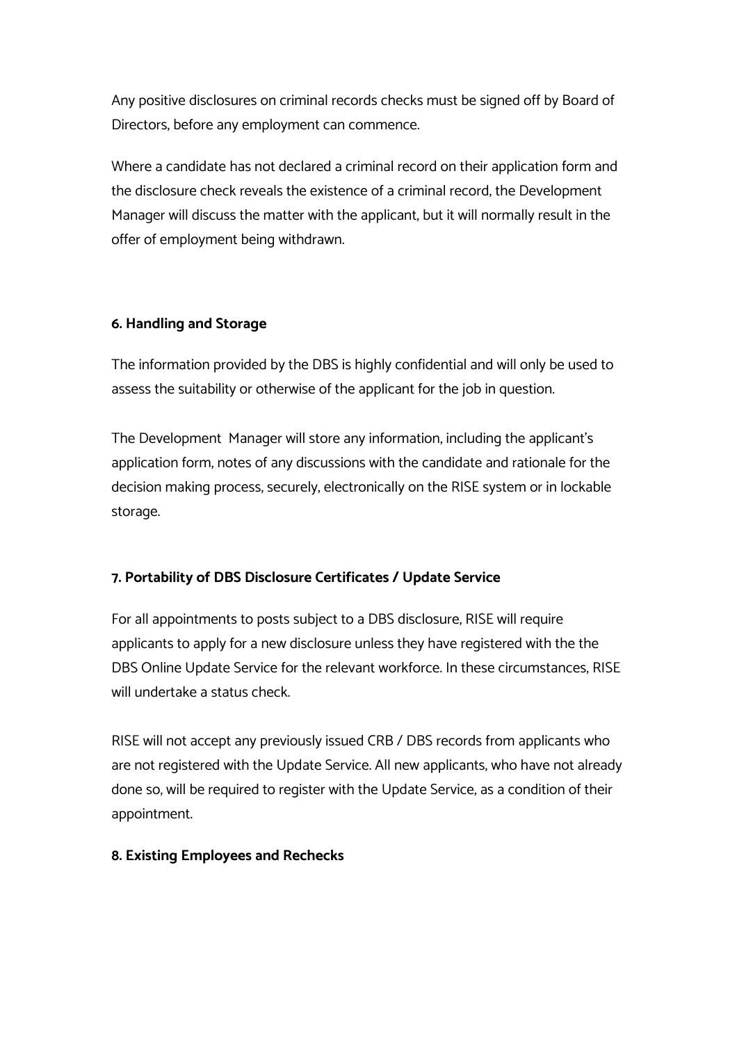Any positive disclosures on criminal records checks must be signed off by Board of Directors, before any employment can commence.

Where a candidate has not declared a criminal record on their application form and the disclosure check reveals the existence of a criminal record, the Development Manager will discuss the matter with the applicant, but it will normally result in the offer of employment being withdrawn.

**6. Handling and Storage**

The information provided by the DBS is highly confidential and will only be used to assess the suitability or otherwise of the applicant for the job in question.

The Development Manager will store any information, including the applicant's application form, notes of any discussions with the candidate and rationale for the decision making process, securely, electronically on the RISE system or in lockable storage.

**7. Portability of DBS Disclosure Certificates / Update Service**

For all appointments to posts subject to a DBS disclosure, RISE will require applicants to apply for a new disclosure unless they have registered with the the DBS Online Update Service for the relevant workforce. In these circumstances, RISE will undertake a status check.

RISE will not accept any previously issued CRB / DBS records from applicants who are not registered with the Update Service. All new applicants, who have not already done so, will be required to register with the Update Service, as a condition of their appointment.

**8. Existing Employees and Rechecks**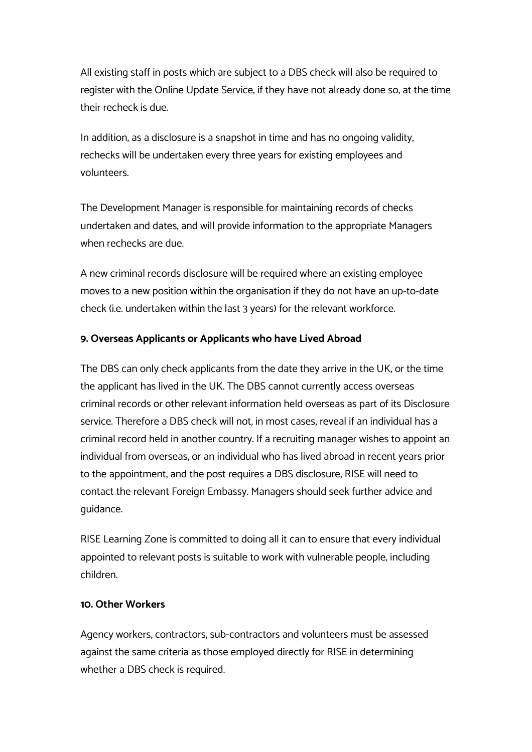All existing staff in posts which are subject to a DBS check will also be required to register with the Online Update Service, if they have not already done so, at the time their recheck is due.

In addition, as a disclosure is a snapshot in time and has no ongoing validity, rechecks will be undertaken every three years for existing employees and volunteers.

The Development Manager is responsible for maintaining records of checks undertaken and dates, and will provide information to the appropriate Managers when rechecks are due.

A new criminal records disclosure will be required where an existing employee moves to a new position within the organisation if they do not have an up-to-date check (i.e. undertaken within the last 3 years) for the relevant workforce.

**9. Overseas Applicants or Applicants who have Lived Abroad**

The DBS can only check applicants from the date they arrive in the UK, or the time the applicant has lived in the UK. The DBS cannot currently access overseas criminal records or other relevant information held overseas as part of its Disclosure service. Therefore a DBS check will not, in most cases, reveal if an individual has a criminal record held in another country. If a recruiting manager wishes to appoint an individual from overseas, or an individual who has lived abroad in recent years prior to the appointment, and the post requires a DBS disclosure, RISE will need to contact the relevant Foreign Embassy. Managers should seek further advice and guidance.

RISE Learning Zone is committed to doing all it can to ensure that every individual appointed to relevant posts is suitable to work with vulnerable people, including children.

**10. Other Workers**

Agency workers, contractors, sub-contractors and volunteers must be assessed against the same criteria as those employed directly for RISE in determining whether a DBS check is required.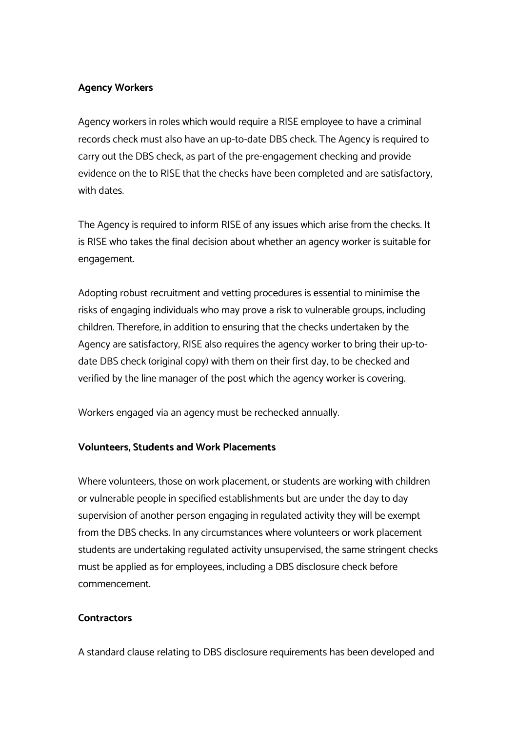**Agency Workers**

Agency workers in roles which would require a RISE employee to have a criminal records check must also have an up-to-date DBS check. The Agency is required to carry out the DBS check, as part of the pre-engagement checking and provide evidence on the to RISE that the checks have been completed and are satisfactory, with dates.

The Agency is required to inform RISE of any issues which arise from the checks. It is RISE who takes the final decision about whether an agency worker is suitable for engagement.

Adopting robust recruitment and vetting procedures is essential to minimise the risks of engaging individuals who may prove a risk to vulnerable groups, including children. Therefore, in addition to ensuring that the checks undertaken by the Agency are satisfactory, RISE also requires the agency worker to bring their up-to-date DBS check (original copy) with them on their first day, to be checked and verified by the line manager of the post which the agency worker is covering.

Workers engaged via an agency must be rechecked annually.

**Volunteers, Students and Work Placements**

Where volunteers, those on work placement, or students are working with children or vulnerable people in specified establishments but are under the day to day supervision of another person engaging in regulated activity they will be exempt from the DBS checks. In any circumstances where volunteers or work placement students are undertaking regulated activity unsupervised, the same stringent checks must be applied as for employees, including a DBS disclosure check before commencement.

**Contractors**

A standard clause relating to DBS disclosure requirements has been developed and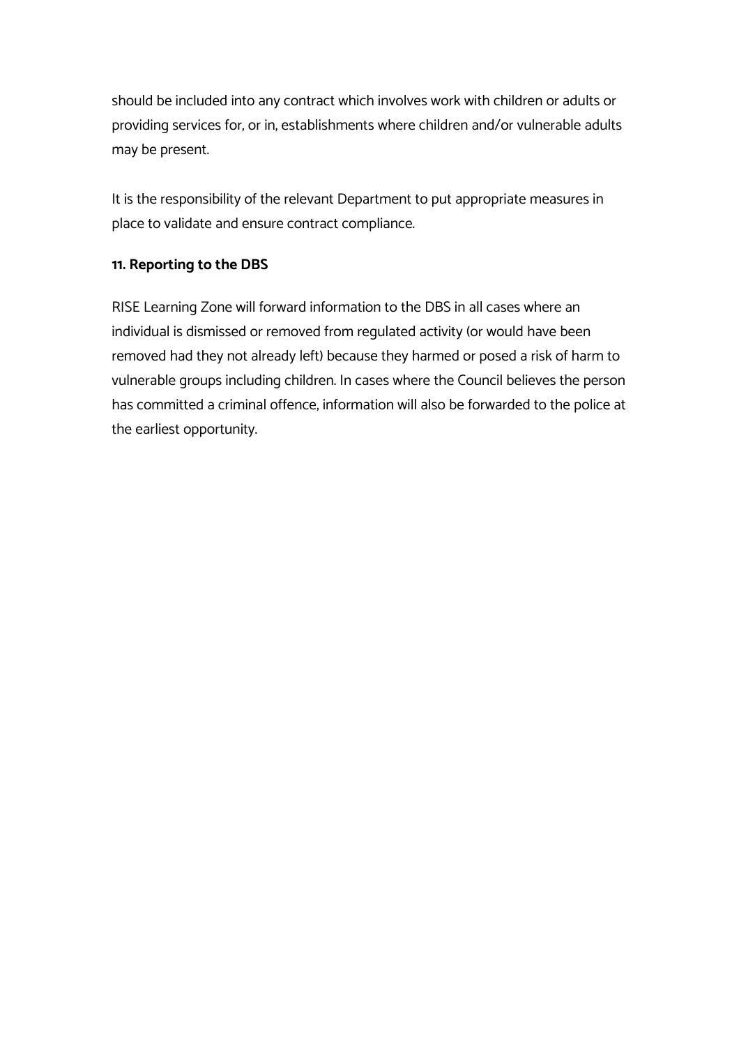should be included into any contract which involves work with children or adults or providing services for, or in, establishments where children and/or vulnerable adults may be present.

It is the responsibility of the relevant Department to put appropriate measures in place to validate and ensure contract compliance.

**11. Reporting to the DBS**

RISE Learning Zone will forward information to the DBS in all cases where an individual is dismissed or removed from regulated activity (or would have been removed had they not already left) because they harmed or posed a risk of harm to vulnerable groups including children. In cases where the Council believes the person has committed a criminal offence, information will also be forwarded to the police at the earliest opportunity.